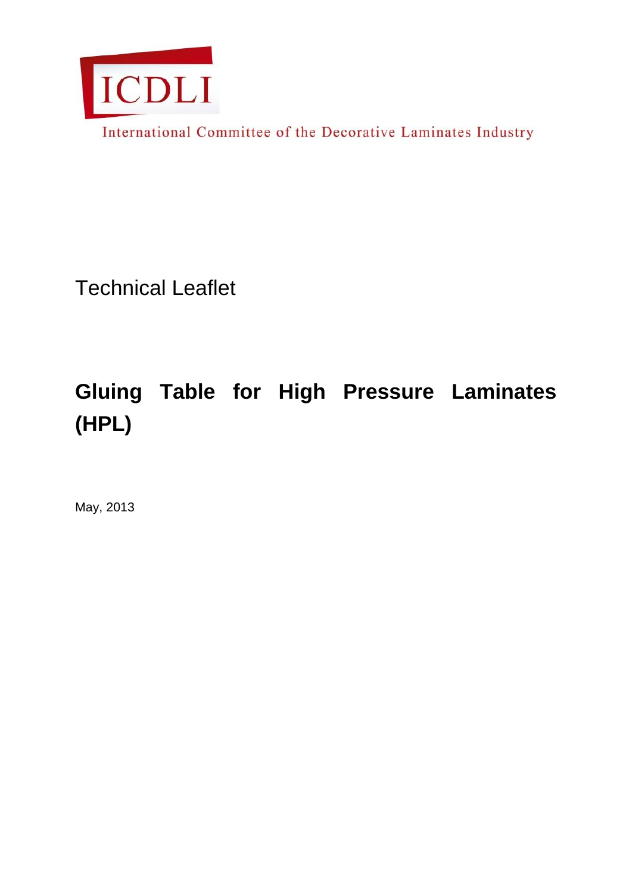ICDLI

International Committee of the Decorative Laminates Industry

Technical Leaflet

# Gluing Table for High Pressure Laminates (HPL)

May, 2013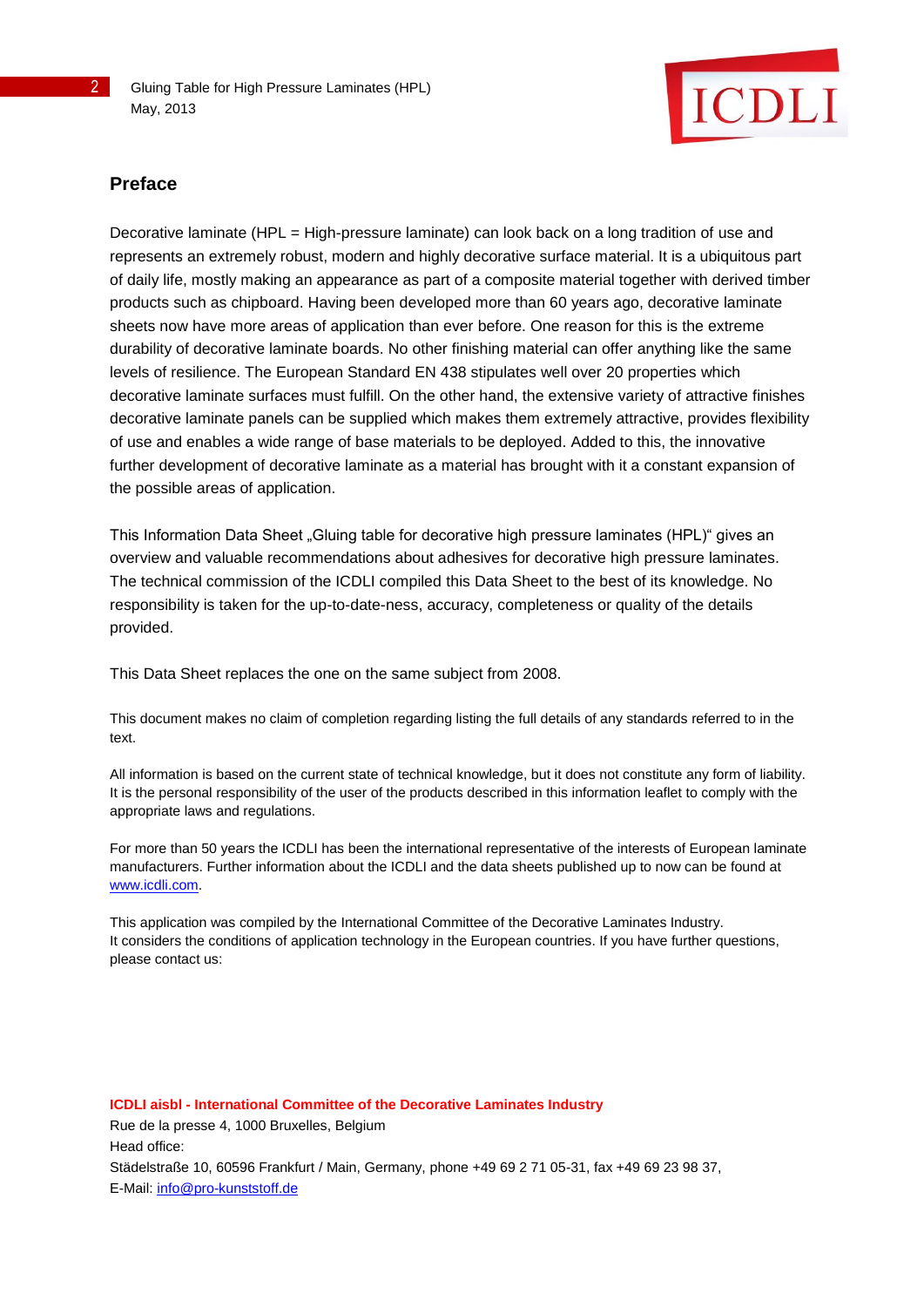## Preface

Decorative laminate (HPL = High-pressure laminate) can look back on a long tradition of use and represents an extremely robust, modern and highly decorative surface material. It is a ubiquitous part of daily life, mostly making an appearance as part of a composite material together with derived timber products such as chipboard. Having been developed more than 60 years ago, decorative laminate sheets now have more areas of application than ever before. One reason for this is the extreme durability of decorative laminate boards. No other finishing material can offer anything like the same levels of resilience. The European Standard EN 438 stipulates well over 20 properties which decorative laminate surfaces must fulfill. On the other hand, the extensive variety of attractive finishes decorative laminate panels can be supplied which makes them extremely attractive, provides flexibility of use and enables a wide range of base materials to be deployed. Added to this, the innovative further development of decorative laminate as a material has brought with it a constant expansion of the possible areas of application.

This Information Data Sheet „Gluing table for decorative high pressure laminates (HPL)" gives an overview and valuable recommendations about adhesives for decorative high pressure laminates. The technical commission of the ICDLI compiled this Data Sheet to the best of its knowledge. No responsibility is taken for the up-to-date-ness, accuracy, completeness or quality of the details provided.

This Data Sheet replaces the one on the same subject from 2008.

This document makes no claim of completion regarding listing the full details of any standards referred to in the text.

All information is based on the current state of technical knowledge, but it does not constitute any form of liability. It is the personal responsibility of the user of the products described in this information leaflet to comply with the appropriate laws and regulations.

For more than 50 years the ICDLI has been the international representative of the interests of European laminate manufacturers. Further information about the ICDLI and the data sheets published up to now can be found at www.icdli.com.

This application was compiled by the International Committee of the Decorative Laminates Industry.
It considers the conditions of application technology in the European countries. If you have further questions, please contact us:

**ICDLI aisbl - International Committee of the Decorative Laminates Industry**
Rue de la presse 4, 1000 Bruxelles, Belgium
Head office:
Städelstraße 10, 60596 Frankfurt / Main, Germany, phone +49 69 2 71 05-31, fax +49 69 23 98 37,
E-Mail: info@pro-kunststoff.de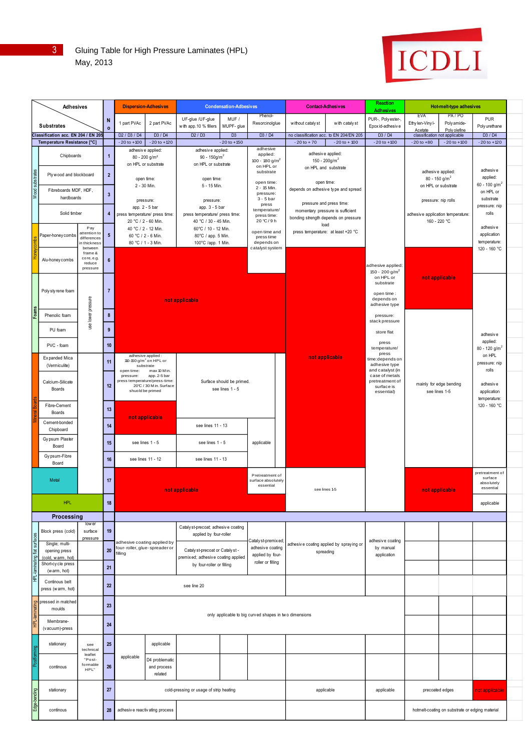# Gluing Table for High Pressure Laminates (HPL)

May, 2013

ICDLI

| | Adhesives | | No | Dispersion-Adhesives | | Condensation-Adhesives | | | Contact-Adhesives | | Reaction Adhesives | Hot-melt-type adhesives | | |
|---|---|---|---|---|---|---|---|---|---|---|---|---|---|---|
| | Substrates | | | 1 part PVAc | 2 part PVAc | UF-glue / UF-glue with app.10 % fillers | MUF / MUPF- glue | Phenol-Resorcinolglue | without catalyst | with catalyst | PUR-, Polyester-, Epoxid-adhesive | EVA Ethylen-Vinyl-Acetate | PA / PO Polyamide-Polyolefine | PUR Polyurethane |
| | Classification acc. EN 204 / EN 205 | | | D2 / D3 / D4 | D3 / D4 | D2 / D3 | D3 | D3 / D4 | no classification acc. to EN 204/EN 205 | | D3 / D4 | classification not applicable | | D3 / D4 |
| | Temperature Resistance [°C] | | | -20 to +100 | -20 to +120 | -20 to +150 | | | -20 to +70 | -20 to +100 | -20 to +100 | -20 to +80 | -20 to +100 | -20 to +120 |
| Wood substrates | Chipboards | | 1 | adhesive applied: 80 - 200 g/m² on HPL or substrate; open time: 2 - 30 Min.; pressure: app. 2 - 5 bar; press temperature/ press time: 20 °C / 2 - 60 Min., 40 °C / 2 - 12 Min., 60 °C / 2 - 6 Min., 80 °C / 1 - 3 Min. (lines 1 - 5) | | adhesive applied: 90 - 150g/m² on HPL or substrate; open time: 5 - 15 Min.; pressure: app. 3 - 5 bar; press temperature/ press time: 40 °C / 30 - 45 Min., 60°C / 10 - 12 Min., 80°C / app. 5 Min., 100°C /app. 1 Min. (lines 1 - 5) | | adhesive applied: 100 - 180 g/m² on HPL or substrate; open time: 2 - 15 Min.; pressure: 3 - 5 bar; press temperature/ press time: 20 °C / 9 h; open time and press time depends on catalyst system (lines 1 - 6) | adhesive applied: 150 - 200g/m² on HPL and substrate; open time: depends on adhesive type and spread; pressure and press time: momentary pressure is sufficient, bonding strength depends on pressure load; press temperature: at least +20 °C (lines 1 - 5) | | adhesive applied: 150 - 200 g/m² on HPL or substrate; open time: depends on adhesive type; pressure: stack pressure; store flat; press temperature/ press time: depends on adhesive type and catalyst (in case of metals pretreatment of surface is essential) (lines 1 - 18) | adhesive applied: 80 - 150 g/m² on HPL or substrate; pressure: nip rolls; adhesive application temperature: 160 - 220 °C (lines 1 - 5) | | adhesive applied: 60 - 100 g/m² on HPL or substrate; pressure: nip rolls; adhesive application temperature: 120 - 160 °C (lines 1 - 6) |
| | Plywood and blockboard | | 2 | | | | | | | | | | | |
| | Fibreboards MDF, HDF, hardboards | | 3 | | | | | | | | | | | |
| | Solid timber | | 4 | | | | | | | | | | | |
| Honeycombs | Paper-honeycombs | Pay attention to differences in thickness between frame & core, e.g. reduce pressure | 5 | | | | | | | | | | | |
| | Alu-honeycombs | | 6 | not applicable | | | | | not applicable | | | not applicable | | |
| Foams | Polystyrene foam | use lower pressure | 7 | not applicable | | | | not applicable | not applicable | | | not applicable | | adhesive applied: 80 - 120 g/m² on HPL; pressure: nip rolls; adhesive application temperature: 120 - 160 °C (lines 7 - 16) |
| | Phenolic foam | | 8 | not applicable | | | | not applicable | not applicable | | | mainly for edge bending see lines 1-5 (lines 8 - 16) | | |
| | PU foam | | 9 | not applicable | | | | not applicable | not applicable | | | | | |
| | PVC - foam | | 10 | not applicable | | | | not applicable | not applicable | | | | | |
| Mineral Boards | Expanded Mica (Vermiculite) | | 11 | adhesive applied: 110-150 g/m² on HPL or substrate; open time: max 10 Min.; pressure: app. 2-5 bar; press temperature/press-time: 20°C / 30 Min. Surface should be primed (lines 11 - 12) | | Surface should be primed. see lines 1 - 5 (lines 11 - 13) | | | not applicable | | | | | |
| | Calcium-Silicate Boards | | 12 | | | | | | not applicable | | | | | |
| | Fibre-Cement Boards | | 13 | not applicable | | | | | not applicable | | | | | |
| | Cement-bonded Chipboard | | 14 | not applicable | | see lines 11 - 13 | | applicable (lines 14 - 16) | not applicable | | | | | |
| | Gypsum Plaster Board | | 15 | see lines 1 - 5 | | see lines 1 - 5 | | | not applicable | | | | | |
| | Gypsum-Fibre Board | | 16 | see lines 11 - 12 | | see lines 11 - 13 | | | not applicable | | | | | |
| | Metal | | 17 | not applicable | | | | Pretreatment of surface absolutely essential | see lines 1-5 | | | not applicable | | pretreatment of surface absolutely essential |
| | HPL | | 18 | not applicable | | | | not applicable | | | | not applicable | | applicable |
| **Processing** | | | | | | | | | | | | | | |
| HPL-laminating flat surfaces | Block press (cold) | lower surface pressure | 19 | adhesive coating applied by four-roller, glue-spreader or filling | | Catalyst-precoat; adhesive coating applied by four-roller | | Catalyst-premixed; adhesive coating applied by four-roller or filling | adhesive coating applied by spraying or spreading | | adhesive coating by manual application | | | |
| | Single; multi-opening press (cold, warm, hot) | | 20 | | | Catalyst-precoat or Catalyst-premixed; adhesive coating applied by four-roller or filling | | | | | | | | |
| | Short-cycle press (warm, hot) | | 21 | | | | | | | | | | | |
| | Continous belt press (warm, hot) | | 22 | see line 20 | | | | | | | | | | |
| HPL-laminating | pressed in matched moulds | | 23 | only applicable to big curved shapes in two dimensions | | | | | | | | | | |
| | Membrane-(vacuum)-press | | 24 | | | | | | | | | | | |
| Postforming | stationary | see technical leaflet "Post-formable HPL" | 25 | applicable | applicable | | | | | | | | | |
| | continous | | 26 | | D4 problematic and process related | | | | | | | | | |
| Edge-bonding | stationary | | 27 | cold-pressing or usage of strip heating | | | | | applicable | | applicable | precoated edges | | not applicable |
| | continous | | 28 | adhesive reactivating process | | | | | | | | hotmelt-coating on substrate or edging material | | |